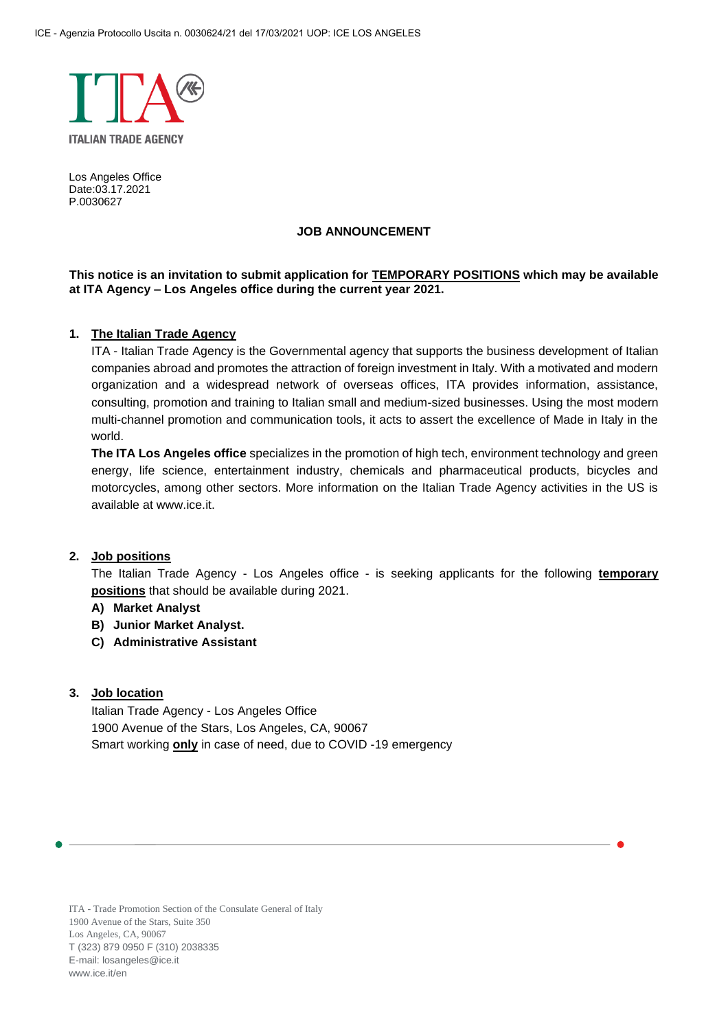ICE - Agenzia Protocollo Uscita n. 0030624/21 del 17/03/2021 UOP: ICE LOS ANGELES

ITALIAN TRADE AGENCY

Los Angeles Office
Date:03.17.2021
P.0030627

# JOB ANNOUNCEMENT

**This notice is an invitation to submit application for TEMPORARY POSITIONS which may be available at ITA Agency – Los Angeles office during the current year 2021.**

## 1. The Italian Trade Agency

ITA - Italian Trade Agency is the Governmental agency that supports the business development of Italian companies abroad and promotes the attraction of foreign investment in Italy. With a motivated and modern organization and a widespread network of overseas offices, ITA provides information, assistance, consulting, promotion and training to Italian small and medium-sized businesses. Using the most modern multi-channel promotion and communication tools, it acts to assert the excellence of Made in Italy in the world.

**The ITA Los Angeles office** specializes in the promotion of high tech, environment technology and green energy, life science, entertainment industry, chemicals and pharmaceutical products, bicycles and motorcycles, among other sectors. More information on the Italian Trade Agency activities in the US is available at www.ice.it.

## 2. Job positions

The Italian Trade Agency - Los Angeles office - is seeking applicants for the following **temporary positions** that should be available during 2021.

**A) Market Analyst**
**B) Junior Market Analyst.**
**C) Administrative Assistant**

## 3. Job location

Italian Trade Agency - Los Angeles Office
1900 Avenue of the Stars, Los Angeles, CA, 90067
Smart working **only** in case of need, due to COVID -19 emergency

ITA - Trade Promotion Section of the Consulate General of Italy
1900 Avenue of the Stars, Suite 350
Los Angeles, CA, 90067
T (323) 879 0950 F (310) 2038335
E-mail: losangeles@ice.it
www.ice.it/en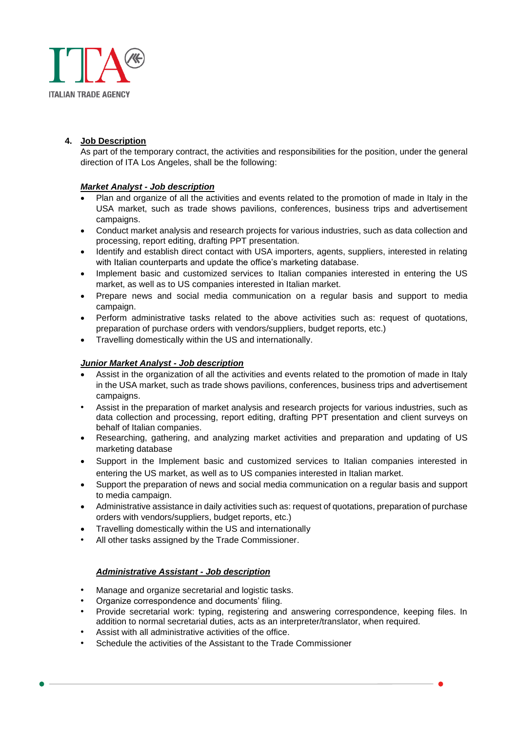4. **Job Description**

As part of the temporary contract, the activities and responsibilities for the position, under the general direction of ITA Los Angeles, shall be the following:

***Market Analyst - Job description***

- Plan and organize of all the activities and events related to the promotion of made in Italy in the USA market, such as trade shows pavilions, conferences, business trips and advertisement campaigns.
- Conduct market analysis and research projects for various industries, such as data collection and processing, report editing, drafting PPT presentation.
- Identify and establish direct contact with USA importers, agents, suppliers, interested in relating with Italian counterparts and update the office's marketing database.
- Implement basic and customized services to Italian companies interested in entering the US market, as well as to US companies interested in Italian market.
- Prepare news and social media communication on a regular basis and support to media campaign.
- Perform administrative tasks related to the above activities such as: request of quotations, preparation of purchase orders with vendors/suppliers, budget reports, etc.)
- Travelling domestically within the US and internationally.

***Junior Market Analyst - Job description***

- Assist in the organization of all the activities and events related to the promotion of made in Italy in the USA market, such as trade shows pavilions, conferences, business trips and advertisement campaigns.
- Assist in the preparation of market analysis and research projects for various industries, such as data collection and processing, report editing, drafting PPT presentation and client surveys on behalf of Italian companies.
- Researching, gathering, and analyzing market activities and preparation and updating of US marketing database
- Support in the Implement basic and customized services to Italian companies interested in entering the US market, as well as to US companies interested in Italian market.
- Support the preparation of news and social media communication on a regular basis and support to media campaign.
- Administrative assistance in daily activities such as: request of quotations, preparation of purchase orders with vendors/suppliers, budget reports, etc.)
- Travelling domestically within the US and internationally
- All other tasks assigned by the Trade Commissioner.

***Administrative Assistant - Job description***

- Manage and organize secretarial and logistic tasks.
- Organize correspondence and documents' filing.
- Provide secretarial work: typing, registering and answering correspondence, keeping files. In addition to normal secretarial duties, acts as an interpreter/translator, when required.
- Assist with all administrative activities of the office.
- Schedule the activities of the Assistant to the Trade Commissioner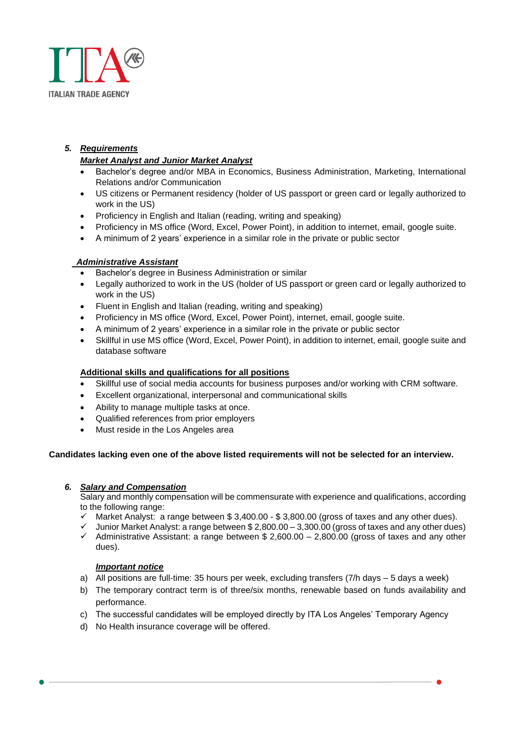## 5. ***Requirements***

***Market Analyst and Junior Market Analyst***

- Bachelor's degree and/or MBA in Economics, Business Administration, Marketing, International Relations and/or Communication
- US citizens or Permanent residency (holder of US passport or green card or legally authorized to work in the US)
- Proficiency in English and Italian (reading, writing and speaking)
- Proficiency in MS office (Word, Excel, Power Point), in addition to internet, email, google suite.
- A minimum of 2 years' experience in a similar role in the private or public sector

***Administrative Assistant***

- Bachelor's degree in Business Administration or similar
- Legally authorized to work in the US (holder of US passport or green card or legally authorized to work in the US)
- Fluent in English and Italian (reading, writing and speaking)
- Proficiency in MS office (Word, Excel, Power Point), internet, email, google suite.
- A minimum of 2 years' experience in a similar role in the private or public sector
- Skillful in use MS office (Word, Excel, Power Point), in addition to internet, email, google suite and database software

**Additional skills and qualifications for all positions**

- Skillful use of social media accounts for business purposes and/or working with CRM software.
- Excellent organizational, interpersonal and communicational skills
- Ability to manage multiple tasks at once.
- Qualified references from prior employers
- Must reside in the Los Angeles area

**Candidates lacking even one of the above listed requirements will not be selected for an interview.**

## 6. ***Salary and Compensation***

Salary and monthly compensation will be commensurate with experience and qualifications, according to the following range:

- ✓ Market Analyst: a range between $ 3,400.00 - $ 3,800.00 (gross of taxes and any other dues).
- ✓ Junior Market Analyst: a range between $ 2,800.00 – 3,300.00 (gross of taxes and any other dues)
- ✓ Administrative Assistant: a range between $ 2,600.00 – 2,800.00 (gross of taxes and any other dues).

***Important notice***

a) All positions are full-time: 35 hours per week, excluding transfers (7/h days – 5 days a week)

b) The temporary contract term is of three/six months, renewable based on funds availability and performance.

c) The successful candidates will be employed directly by ITA Los Angeles' Temporary Agency

d) No Health insurance coverage will be offered.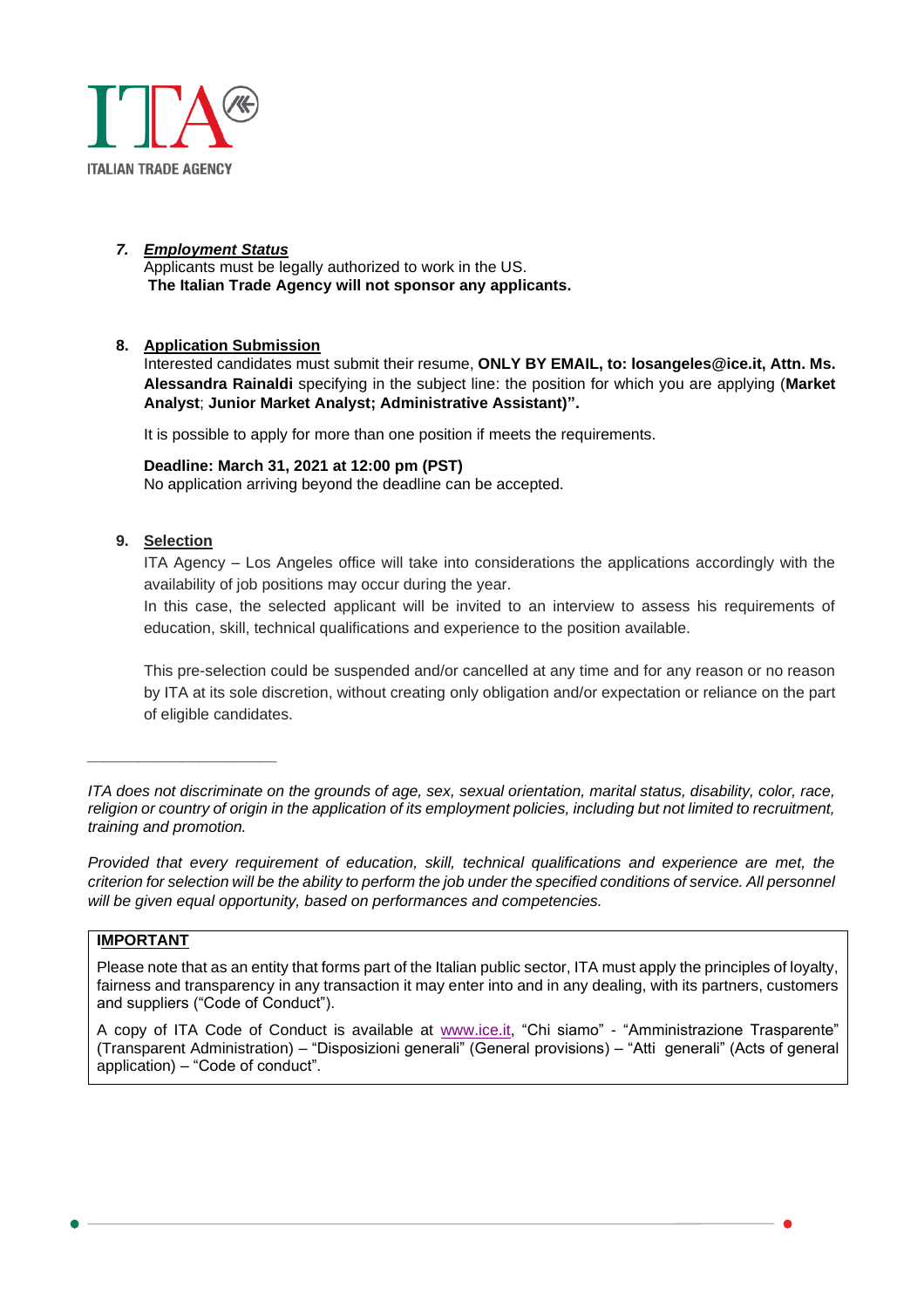### 7. ***Employment Status***

Applicants must be legally authorized to work in the US.
**The Italian Trade Agency will not sponsor any applicants.**

### 8. Application Submission

Interested candidates must submit their resume, **ONLY BY EMAIL, to: losangeles@ice.it, Attn. Ms. Alessandra Rainaldi** specifying in the subject line: the position for which you are applying (**Market Analyst**; **Junior Market Analyst; Administrative Assistant)".**

It is possible to apply for more than one position if meets the requirements.

**Deadline: March 31, 2021 at 12:00 pm (PST)**
No application arriving beyond the deadline can be accepted.

### 9. Selection

ITA Agency – Los Angeles office will take into considerations the applications accordingly with the availability of job positions may occur during the year.
In this case, the selected applicant will be invited to an interview to assess his requirements of education, skill, technical qualifications and experience to the position available.

This pre-selection could be suspended and/or cancelled at any time and for any reason or no reason by ITA at its sole discretion, without creating only obligation and/or expectation or reliance on the part of eligible candidates.

---

*ITA does not discriminate on the grounds of age, sex, sexual orientation, marital status, disability, color, race, religion or country of origin in the application of its employment policies, including but not limited to recruitment, training and promotion.*

*Provided that every requirement of education, skill, technical qualifications and experience are met, the criterion for selection will be the ability to perform the job under the specified conditions of service. All personnel will be given equal opportunity, based on performances and competencies.*

**IMPORTANT**

Please note that as an entity that forms part of the Italian public sector, ITA must apply the principles of loyalty, fairness and transparency in any transaction it may enter into and in any dealing, with its partners, customers and suppliers ("Code of Conduct").

A copy of ITA Code of Conduct is available at www.ice.it, "Chi siamo" - "Amministrazione Trasparente" (Transparent Administration) – "Disposizioni generali" (General provisions) – "Atti generali" (Acts of general application) – "Code of conduct".